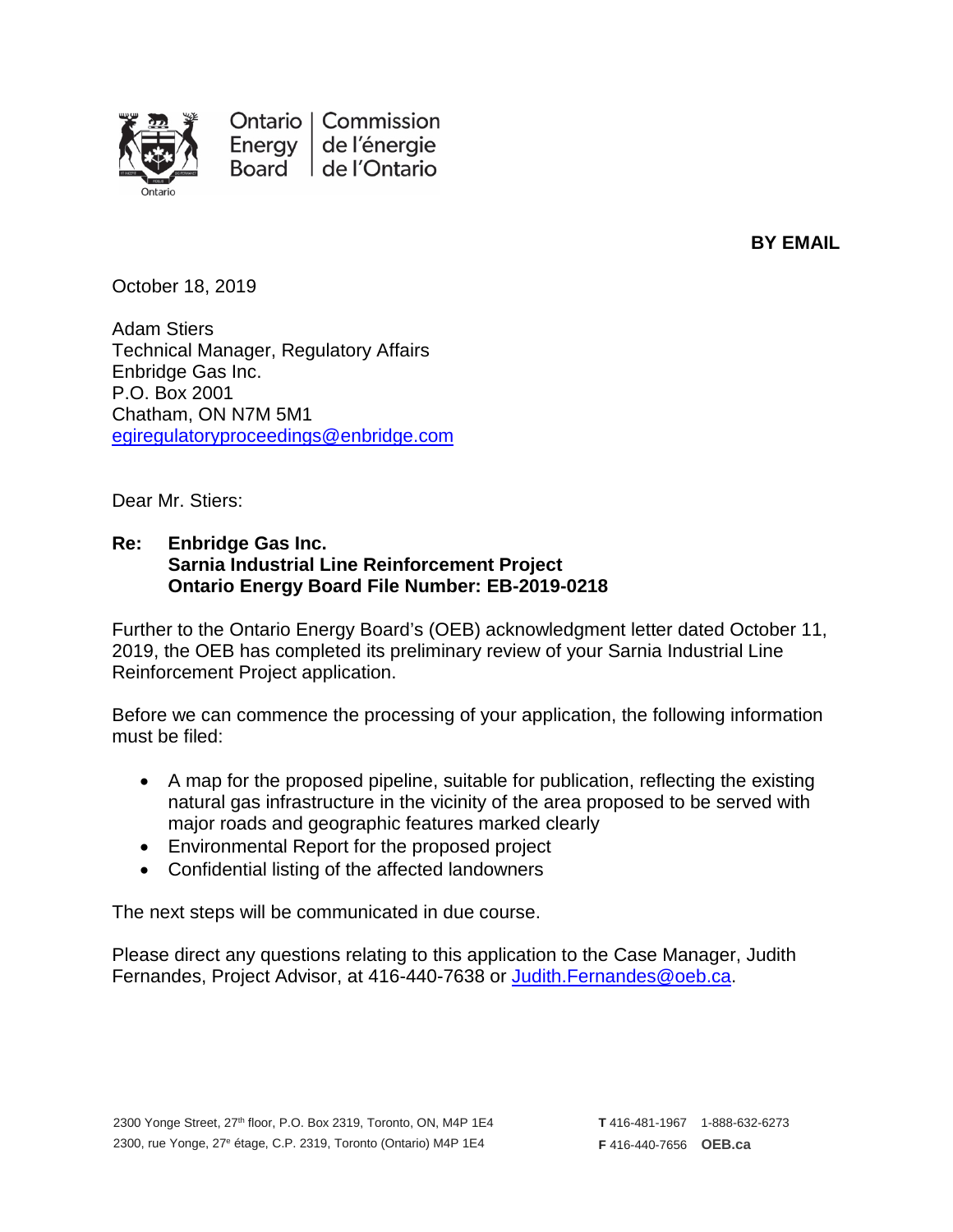Ontario Energy Board | Commission de l'énergie de l'Ontario

**BY EMAIL**

October 18, 2019

Adam Stiers
Technical Manager, Regulatory Affairs
Enbridge Gas Inc.
P.O. Box 2001
Chatham, ON N7M 5M1
egiregulatoryproceedings@enbridge.com

Dear Mr. Stiers:

**Re: Enbridge Gas Inc.**
**Sarnia Industrial Line Reinforcement Project**
**Ontario Energy Board File Number: EB-2019-0218**

Further to the Ontario Energy Board's (OEB) acknowledgment letter dated October 11, 2019, the OEB has completed its preliminary review of your Sarnia Industrial Line Reinforcement Project application.

Before we can commence the processing of your application, the following information must be filed:

- A map for the proposed pipeline, suitable for publication, reflecting the existing natural gas infrastructure in the vicinity of the area proposed to be served with major roads and geographic features marked clearly
- Environmental Report for the proposed project
- Confidential listing of the affected landowners

The next steps will be communicated in due course.

Please direct any questions relating to this application to the Case Manager, Judith Fernandes, Project Advisor, at 416-440-7638 or Judith.Fernandes@oeb.ca.

2300 Yonge Street, 27th floor, P.O. Box 2319, Toronto, ON, M4P 1E4
2300, rue Yonge, 27e étage, C.P. 2319, Toronto (Ontario) M4P 1E4

**T** 416-481-1967 1-888-632-6273
**F** 416-440-7656 **OEB.ca**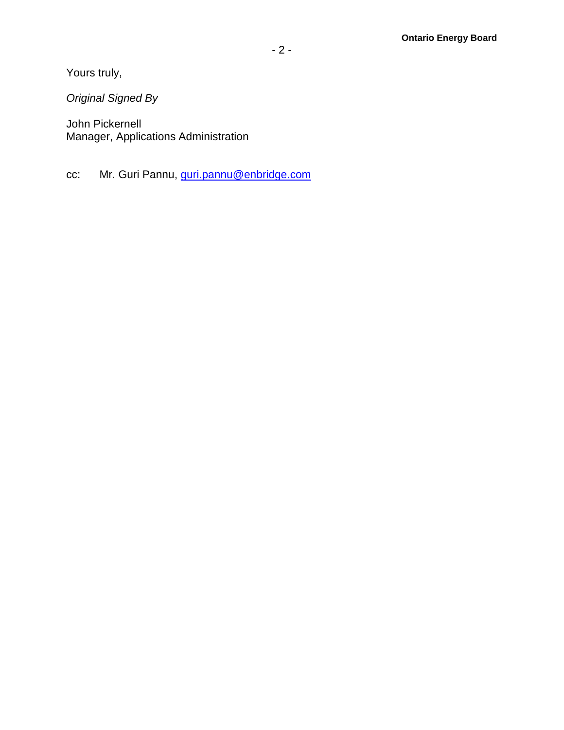Yours truly,

*Original Signed By*

John Pickernell
Manager, Applications Administration

cc: Mr. Guri Pannu, guri.pannu@enbridge.com